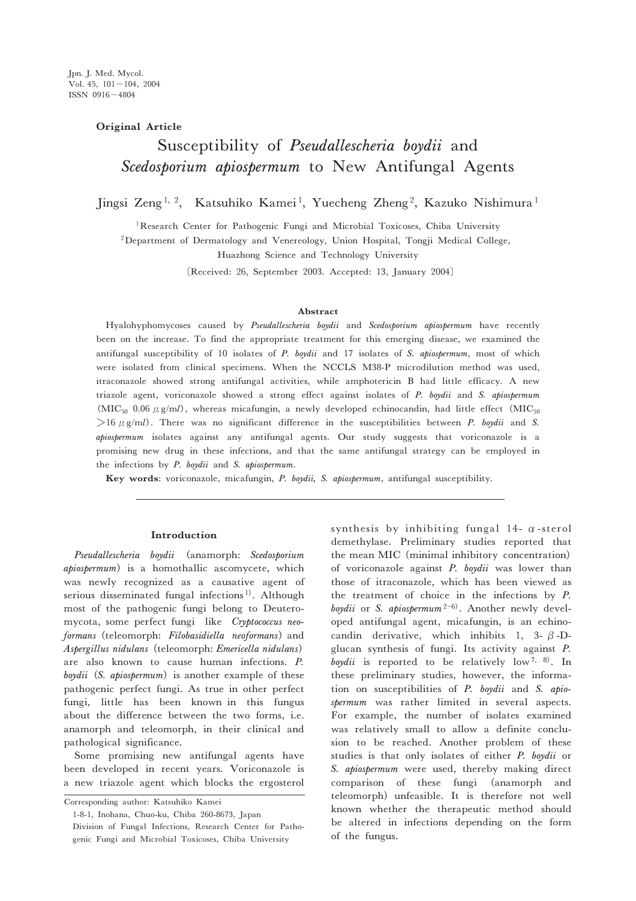Original Article

# Susceptibility of *Pseudallescheria boydii* and *Scedosporium apiospermum* to New Antifungal Agents

Jingsi Zeng[1,2], Katsuhiko Kamei[1], Yuecheng Zheng[2], Kazuko Nishimura[1]

[1]Research Center for Pathogenic Fungi and Microbial Toxicoses, Chiba University

[2]Department of Dermatology and Venereology, Union Hospital, Tongji Medical College, Huazhong Science and Technology University

〔Received: 26, September 2003. Accepted: 13, January 2004〕

## Abstract

Hyalohyphomycoses caused by *Pseudallescheria boydii* and *Scedosporium apiospermum* have recently been on the increase. To find the appropriate treatment for this emerging disease, we examined the antifungal susceptibility of 10 isolates of *P. boydii* and 17 isolates of *S. apiospermum*, most of which were isolated from clinical specimens. When the NCCLS M38-P microdilution method was used, itraconazole showed strong antifungal activities, while amphotericin B had little efficacy. A new triazole agent, voriconazole showed a strong effect against isolates of *P. boydii* and *S. apiospermum* ($MIC_{50}$ 0.06 $\mu$g/ml), whereas micafungin, a newly developed echinocandin, had little effect ($MIC_{50}$ >16 $\mu$g/ml). There was no significant difference in the susceptibilities between *P. boydii* and *S. apiospermum* isolates against any antifungal agents. Our study suggests that voriconazole is a promising new drug in these infections, and that the same antifungal strategy can be employed in the infections by *P. boydii* and *S. apiospermum*.

**Key words**: voriconazole, micafungin, *P. boydii, S. apiospermum*, antifungal susceptibility.

## Introduction

*Pseudallescheria boydii* (anamorph: *Scedosporium apiospermum*) is a homothallic ascomycete, which was newly recognized as a causative agent of serious disseminated fungal infections[1]. Although most of the pathogenic fungi belong to Deuteromycota, some perfect fungi like *Cryptococcus neoformans* (teleomorph: *Filobasidiella neoformans*) and *Aspergillus nidulans* (teleomorph: *Emericella nidulans*) are also known to cause human infections. *P. boydii* (*S. apiospermum*) is another example of these pathogenic perfect fungi. As true in other perfect fungi, little has been known in this fungus about the difference between the two forms, i.e. anamorph and teleomorph, in their clinical and pathological significance.

Some promising new antifungal agents have been developed in recent years. Voriconazole is a new triazole agent which blocks the ergosterol synthesis by inhibiting fungal 14-$\alpha$-sterol demethylase. Preliminary studies reported that the mean MIC (minimal inhibitory concentration) of voriconazole against *P. boydii* was lower than those of itraconazole, which has been viewed as the treatment of choice in the infections by *P. boydii* or *S. apiospermum*[2-6]. Another newly developed antifungal agent, micafungin, is an echinocandin derivative, which inhibits 1, 3-$\beta$-D-glucan synthesis of fungi. Its activity against *P. boydii* is reported to be relatively low[7,8]. In these preliminary studies, however, the information on susceptibilities of *P. boydii* and *S. apiospermum* was rather limited in several aspects. For example, the number of isolates examined was relatively small to allow a definite conclusion to be reached. Another problem of these studies is that only isolates of either *P. boydii* or *S. apiospermum* were used, thereby making direct comparison of these fungi (anamorph and teleomorph) unfeasible. It is therefore not well known whether the therapeutic method should be altered in infections depending on the form of the fungus.

Corresponding author: Katsuhiko Kamei

1-8-1, Inohana, Chuo-ku, Chiba 260-8673, Japan

Division of Fungal Infections, Research Center for Pathogenic Fungi and Microbial Toxicoses, Chiba University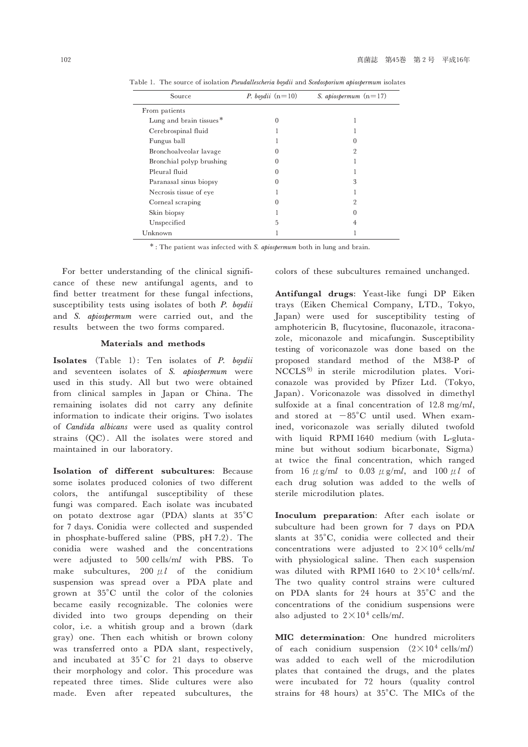Table 1. The source of isolation *Pseudallescheria boydii* and *Scedosporium apiospermum* isolates

| Source | *P. boydii* (n=10) | *S. apiospermum* (n=17) |
|---|---|---|
| From patients | | |
| Lung and brain tissues* | 0 | 1 |
| Cerebrospinal fluid | 1 | 1 |
| Fungus ball | 1 | 0 |
| Bronchoalveolar lavage | 0 | 2 |
| Bronchial polyp brushing | 0 | 1 |
| Pleural fluid | 0 | 1 |
| Paranasal sinus biopsy | 0 | 3 |
| Necrosis tissue of eye | 1 | 1 |
| Corneal scraping | 0 | 2 |
| Skin biopsy | 1 | 0 |
| Unspecified | 5 | 4 |
| Unknown | 1 | 1 |

*: The patient was infected with *S. apiospermum* both in lung and brain.

For better understanding of the clinical significance of these new antifungal agents, and to find better treatment for these fungal infections, susceptibility tests using isolates of both *P. boydii* and *S. apiospermum* were carried out, and the results between the two forms compared.

### Materials and methods

**Isolates** (Table 1): Ten isolates of *P. boydii* and seventeen isolates of *S. apiospermum* were used in this study. All but two were obtained from clinical samples in Japan or China. The remaining isolates did not carry any definite information to indicate their origins. Two isolates of *Candida albicans* were used as quality control strains (QC). All the isolates were stored and maintained in our laboratory.

**Isolation of different subcultures**: Because some isolates produced colonies of two different colors, the antifungal susceptibility of these fungi was compared. Each isolate was incubated on potato dextrose agar (PDA) slants at 35°C for 7 days. Conidia were collected and suspended in phosphate-buffered saline (PBS, pH 7.2). The conidia were washed and the concentrations were adjusted to 500 cells/m*l* with PBS. To make subcultures, 200 $\mu l$ of the conidium suspension was spread over a PDA plate and grown at 35°C until the color of the colonies became easily recognizable. The colonies were divided into two groups depending on their color, i.e. a whitish group and a brown (dark gray) one. Then each whitish or brown colony was transferred onto a PDA slant, respectively, and incubated at 35°C for 21 days to observe their morphology and color. This procedure was repeated three times. Slide cultures were also made. Even after repeated subcultures, the colors of these subcultures remained unchanged.

**Antifungal drugs**: Yeast-like fungi DP Eiken trays (Eiken Chemical Company, LTD., Tokyo, Japan) were used for susceptibility testing of amphotericin B, flucytosine, fluconazole, itraconazole, miconazole and micafungin. Susceptibility testing of voriconazole was done based on the proposed standard method of the M38-P of NCCLS[9] in sterile microdilution plates. Voriconazole was provided by Pfizer Ltd. (Tokyo, Japan). Voriconazole was dissolved in dimethyl sulfoxide at a final concentration of 12.8 mg/m*l*, and stored at −85°C until used. When examined, voriconazole was serially diluted twofold with liquid RPMI 1640 medium (with L-glutamine but without sodium bicarbonate, Sigma) at twice the final concentration, which ranged from 16 $\mu$g/m*l* to 0.03 $\mu$g/m*l*, and 100 $\mu l$ of each drug solution was added to the wells of sterile microdilution plates.

**Inoculum preparation**: After each isolate or subculture had been grown for 7 days on PDA slants at 35°C, conidia were collected and their concentrations were adjusted to $2\times10^6$ cells/m*l* with physiological saline. Then each suspension was diluted with RPMI 1640 to $2\times10^4$ cells/m*l*. The two quality control strains were cultured on PDA slants for 24 hours at 35°C and the concentrations of the conidium suspensions were also adjusted to $2\times10^4$ cells/m*l*.

**MIC determination**: One hundred microliters of each conidium suspension ($2\times10^4$ cells/m*l*) was added to each well of the microdilution plates that contained the drugs, and the plates were incubated for 72 hours (quality control strains for 48 hours) at 35°C. The MICs of the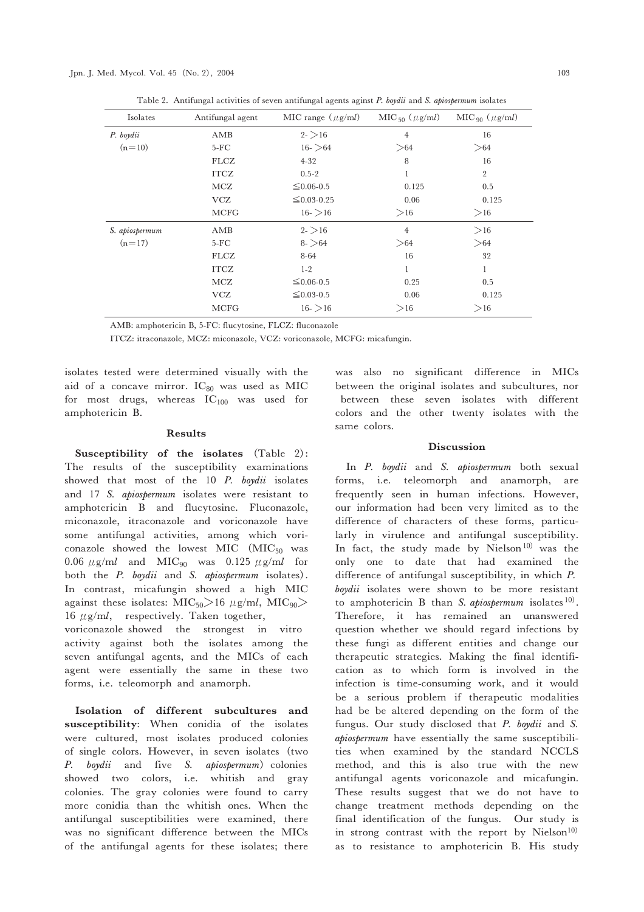Table 2. Antifungal activities of seven antifungal agents aginst *P. boydii* and *S. apiospermum* isolates

| Isolates | Antifungal agent | MIC range (μg/ml) | $MIC_{50}$ (μg/ml) | $MIC_{90}$ (μg/ml) |
|---|---|---|---|---|
| *P. boydii* | AMB | 2- >16 | 4 | 16 |
| (n=10) | 5-FC | 16- >64 | >64 | >64 |
| | FLCZ | 4-32 | 8 | 16 |
| | ITCZ | 0.5-2 | 1 | 2 |
| | MCZ | ≦0.06-0.5 | 0.125 | 0.5 |
| | VCZ | ≦0.03-0.25 | 0.06 | 0.125 |
| | MCFG | 16- >16 | >16 | >16 |
| *S. apiospermum* | AMB | 2- >16 | 4 | >16 |
| (n=17) | 5-FC | 8- >64 | >64 | >64 |
| | FLCZ | 8-64 | 16 | 32 |
| | ITCZ | 1-2 | 1 | 1 |
| | MCZ | ≦0.06-0.5 | 0.25 | 0.5 |
| | VCZ | ≦0.03-0.5 | 0.06 | 0.125 |
| | MCFG | 16- >16 | >16 | >16 |

AMB: amphotericin B, 5-FC: flucytosine, FLCZ: fluconazole

ITCZ: itraconazole, MCZ: miconazole, VCZ: voriconazole, MCFG: micafungin.

isolates tested were determined visually with the aid of a concave mirror. $IC_{80}$ was used as MIC for most drugs, whereas $IC_{100}$ was used for amphotericin B.

## Results

**Susceptibility of the isolates** (Table 2): The results of the susceptibility examinations showed that most of the 10 *P. boydii* isolates and 17 *S. apiospermum* isolates were resistant to amphotericin B and flucytosine. Fluconazole, miconazole, itraconazole and voriconazole have some antifungal activities, among which voriconazole showed the lowest MIC ($MIC_{50}$ was 0.06 μg/m*l* and $MIC_{90}$ was 0.125 μg/m*l* for both the *P. boydii* and *S. apiospermum* isolates). In contrast, micafungin showed a high MIC against these isolates: $MIC_{50}$>16 μg/m*l*, $MIC_{90}$> 16 μg/m*l*, respectively. Taken together, voriconazole showed the strongest in vitro activity against both the isolates among the seven antifungal agents, and the MICs of each agent were essentially the same in these two forms, i.e. teleomorph and anamorph.

**Isolation of different subcultures and susceptibility**: When conidia of the isolates were cultured, most isolates produced colonies of single colors. However, in seven isolates (two *P. boydii* and five *S. apiospermum*) colonies showed two colors, i.e. whitish and gray colonies. The gray colonies were found to carry more conidia than the whitish ones. When the antifungal susceptibilities were examined, there was no significant difference between the MICs of the antifungal agents for these isolates; there was also no significant difference in MICs between the original isolates and subcultures, nor between these seven isolates with different colors and the other twenty isolates with the same colors.

## Discussion

In *P. boydii* and *S. apiospermum* both sexual forms, i.e. teleomorph and anamorph, are frequently seen in human infections. However, our information had been very limited as to the difference of characters of these forms, particularly in virulence and antifungal susceptibility. In fact, the study made by Nielson[10] was the only one to date that had examined the difference of antifungal susceptibility, in which *P. boydii* isolates were shown to be more resistant to amphotericin B than *S. apiospermum* isolates[10]. Therefore, it has remained an unanswered question whether we should regard infections by these fungi as different entities and change our therapeutic strategies. Making the final identification as to which form is involved in the infection is time-consuming work, and it would be a serious problem if therapeutic modalities had be be altered depending on the form of the fungus. Our study disclosed that *P. boydii* and *S. apiospermum* have essentially the same susceptibilities when examined by the standard NCCLS method, and this is also true with the new antifungal agents voriconazole and micafungin. These results suggest that we do not have to change treatment methods depending on the final identification of the fungus. Our study is in strong contrast with the report by Nielson[10] as to resistance to amphotericin B. His study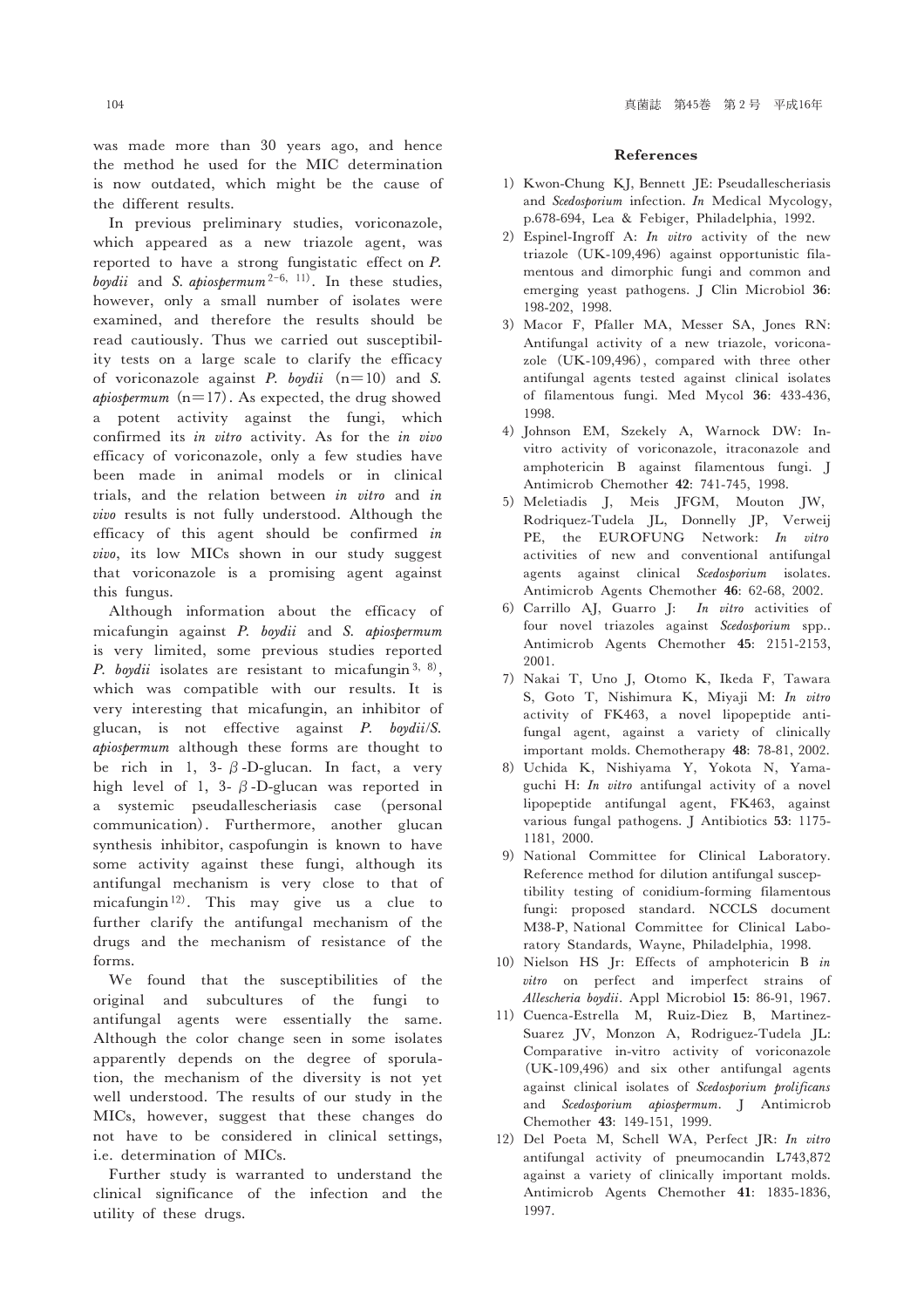was made more than 30 years ago, and hence the method he used for the MIC determination is now outdated, which might be the cause of the different results.

In previous preliminary studies, voriconazole, which appeared as a new triazole agent, was reported to have a strong fungistatic effect on *P. boydii* and *S. apiospermum*[2–6, 11]. In these studies, however, only a small number of isolates were examined, and therefore the results should be read cautiously. Thus we carried out susceptibility tests on a large scale to clarify the efficacy of voriconazole against *P. boydii* (n=10) and *S. apiospermum* (n=17). As expected, the drug showed a potent activity against the fungi, which confirmed its *in vitro* activity. As for the *in vivo* efficacy of voriconazole, only a few studies have been made in animal models or in clinical trials, and the relation between *in vitro* and *in vivo* results is not fully understood. Although the efficacy of this agent should be confirmed *in vivo*, its low MICs shown in our study suggest that voriconazole is a promising agent against this fungus.

Although information about the efficacy of micafungin against *P. boydii* and *S. apiospermum* is very limited, some previous studies reported *P. boydii* isolates are resistant to micafungin[3, 8], which was compatible with our results. It is very interesting that micafungin, an inhibitor of glucan, is not effective against *P. boydii*/*S. apiospermum* although these forms are thought to be rich in 1, 3-$\beta$-D-glucan. In fact, a very high level of 1, 3-$\beta$-D-glucan was reported in a systemic pseudallescheriasis case (personal communication). Furthermore, another glucan synthesis inhibitor, caspofungin is known to have some activity against these fungi, although its antifungal mechanism is very close to that of micafungin[12]. This may give us a clue to further clarify the antifungal mechanism of the drugs and the mechanism of resistance of the forms.

We found that the susceptibilities of the original and subcultures of the fungi to antifungal agents were essentially the same. Although the color change seen in some isolates apparently depends on the degree of sporulation, the mechanism of the diversity is not yet well understood. The results of our study in the MICs, however, suggest that these changes do not have to be considered in clinical settings, i.e. determination of MICs.

Further study is warranted to understand the clinical significance of the infection and the utility of these drugs.

## References

1) Kwon-Chung KJ, Bennett JE: Pseudallescheriasis and *Scedosporium* infection. *In* Medical Mycology, p.678-694, Lea & Febiger, Philadelphia, 1992.
2) Espinel-Ingroff A: *In vitro* activity of the new triazole (UK-109,496) against opportunistic filamentous and dimorphic fungi and common and emerging yeast pathogens. J Clin Microbiol **36**: 198-202, 1998.
3) Macor F, Pfaller MA, Messer SA, Jones RN: Antifungal activity of a new triazole, voriconazole (UK-109,496), compared with three other antifungal agents tested against clinical isolates of filamentous fungi. Med Mycol **36**: 433-436, 1998.
4) Johnson EM, Szekely A, Warnock DW: In-vitro activity of voriconazole, itraconazole and amphotericin B against filamentous fungi. J Antimicrob Chemother **42**: 741-745, 1998.
5) Meletiadis J, Meis JFGM, Mouton JW, Rodriquez-Tudela JL, Donnelly JP, Verweij PE, the EUROFUNG Network: *In vitro* activities of new and conventional antifungal agents against clinical *Scedosporium* isolates. Antimicrob Agents Chemother **46**: 62-68, 2002.
6) Carrillo AJ, Guarro J: *In vitro* activities of four novel triazoles against *Scedosporium* spp.. Antimicrob Agents Chemother **45**: 2151-2153, 2001.
7) Nakai T, Uno J, Otomo K, Ikeda F, Tawara S, Goto T, Nishimura K, Miyaji M: *In vitro* activity of FK463, a novel lipopeptide antifungal agent, against a variety of clinically important molds. Chemotherapy **48**: 78-81, 2002.
8) Uchida K, Nishiyama Y, Yokota N, Yamaguchi H: *In vitro* antifungal activity of a novel lipopeptide antifungal agent, FK463, against various fungal pathogens. J Antibiotics **53**: 1175-1181, 2000.
9) National Committee for Clinical Laboratory. Reference method for dilution antifungal susceptibility testing of conidium-forming filamentous fungi: proposed standard. NCCLS document M38-P, National Committee for Clinical Laboratory Standards, Wayne, Philadelphia, 1998.
10) Nielson HS Jr: Effects of amphotericin B *in vitro* on perfect and imperfect strains of *Allescheria boydii*. Appl Microbiol **15**: 86-91, 1967.
11) Cuenca-Estrella M, Ruiz-Diez B, Martinez-Suarez JV, Monzon A, Rodriguez-Tudela JL: Comparative in-vitro activity of voriconazole (UK-109,496) and six other antifungal agents against clinical isolates of *Scedosporium prolificans* and *Scedosporium apiospermum*. J Antimicrob Chemother **43**: 149-151, 1999.
12) Del Poeta M, Schell WA, Perfect JR: *In vitro* antifungal activity of pneumocandin L743,872 against a variety of clinically important molds. Antimicrob Agents Chemother **41**: 1835-1836, 1997.